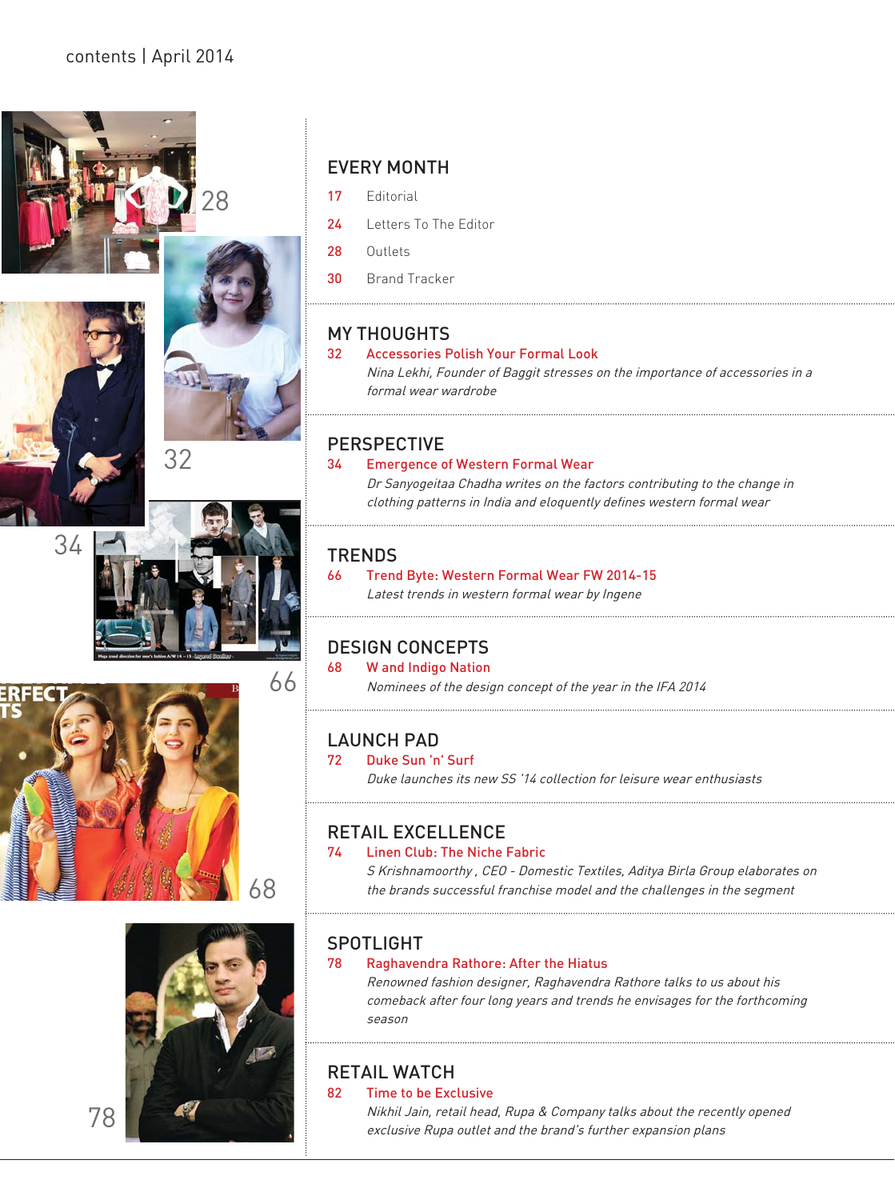contents | April 2014

## EVERY MONTH

17 Editorial

24 Letters To The Editor

28 Outlets

30 Brand Tracker

## MY THOUGHTS

32 Accessories Polish Your Formal Look

*Nina Lekhi, Founder of Baggit stresses on the importance of accessories in a formal wear wardrobe*

## PERSPECTIVE

34 Emergence of Western Formal Wear

*Dr Sanyogeitaa Chadha writes on the factors contributing to the change in clothing patterns in India and eloquently defines western formal wear*

## TRENDS

66 Trend Byte: Western Formal Wear FW 2014-15

*Latest trends in western formal wear by Ingene*

## DESIGN CONCEPTS

68 W and Indigo Nation

*Nominees of the design concept of the year in the IFA 2014*

## LAUNCH PAD

72 Duke Sun 'n' Surf

*Duke launches its new SS '14 collection for leisure wear enthusiasts*

## RETAIL EXCELLENCE

74 Linen Club: The Niche Fabric

*S Krishnamoorthy , CEO - Domestic Textiles, Aditya Birla Group elaborates on the brands successful franchise model and the challenges in the segment*

## SPOTLIGHT

78 Raghavendra Rathore: After the Hiatus

*Renowned fashion designer, Raghavendra Rathore talks to us about his comeback after four long years and trends he envisages for the forthcoming season*

## RETAIL WATCH

82 Time to be Exclusive

*Nikhil Jain, retail head, Rupa & Company talks about the recently opened exclusive Rupa outlet and the brand's further expansion plans*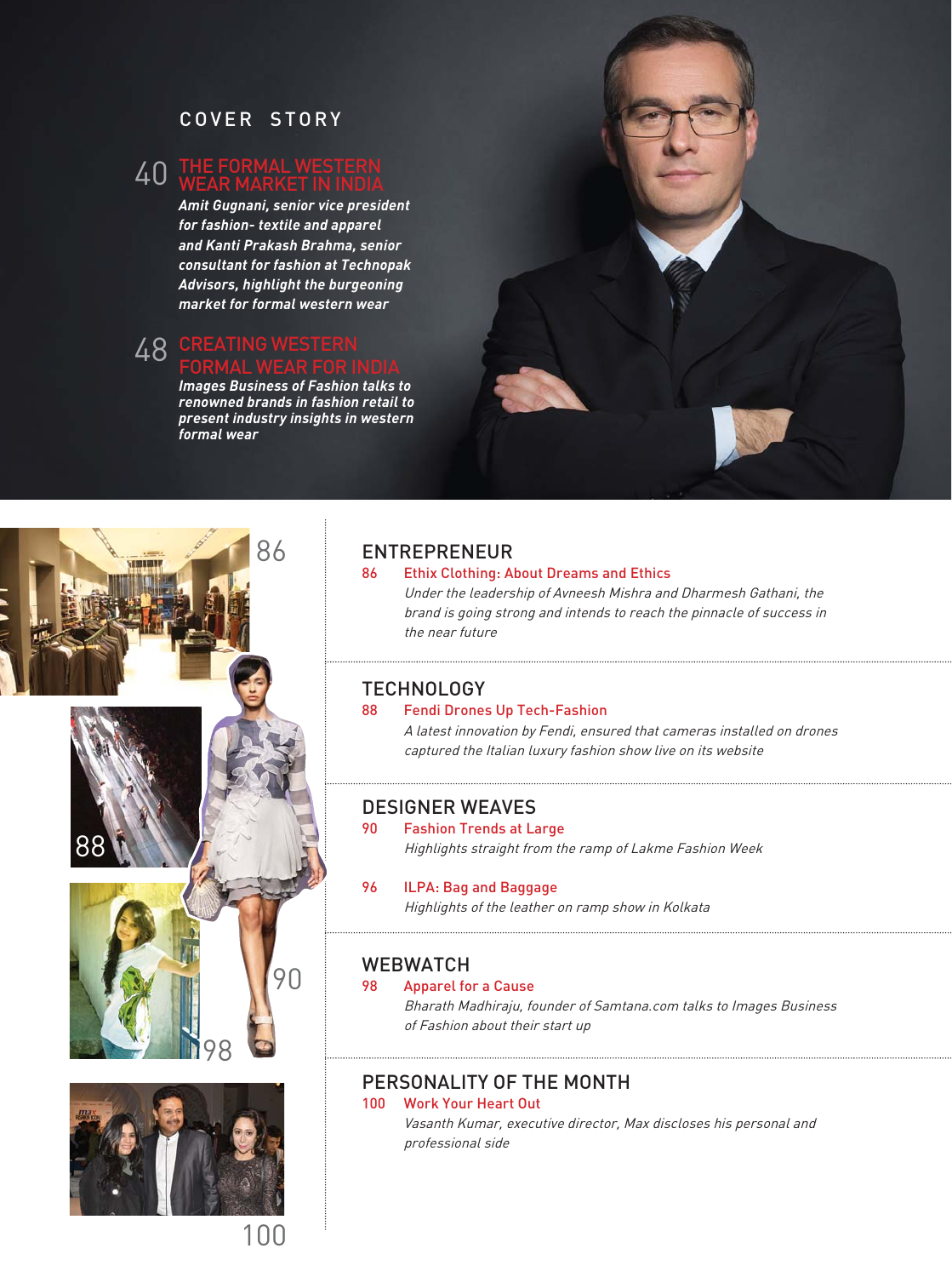## COVER STORY

### 40 THE FORMAL WESTERN WEAR MARKET IN INDIA

***Amit Gugnani, senior vice president for fashion- textile and apparel and Kanti Prakash Brahma, senior consultant for fashion at Technopak Advisors, highlight the burgeoning market for formal western wear***

### 48 CREATING WESTERN FORMAL WEAR FOR INDIA

***Images Business of Fashion talks to renowned brands in fashion retail to present industry insights in western formal wear***

## ENTREPRENEUR

**86 Ethix Clothing: About Dreams and Ethics**

*Under the leadership of Avneesh Mishra and Dharmesh Gathani, the brand is going strong and intends to reach the pinnacle of success in the near future*

## TECHNOLOGY

**88 Fendi Drones Up Tech-Fashion**

*A latest innovation by Fendi, ensured that cameras installed on drones captured the Italian luxury fashion show live on its website*

## DESIGNER WEAVES

**90 Fashion Trends at Large**

*Highlights straight from the ramp of Lakme Fashion Week*

**96 ILPA: Bag and Baggage**

*Highlights of the leather on ramp show in Kolkata*

## WEBWATCH

**98 Apparel for a Cause**

*Bharath Madhiraju, founder of Samtana.com talks to Images Business of Fashion about their start up*

## PERSONALITY OF THE MONTH

**100 Work Your Heart Out**

*Vasanth Kumar, executive director, Max discloses his personal and professional side*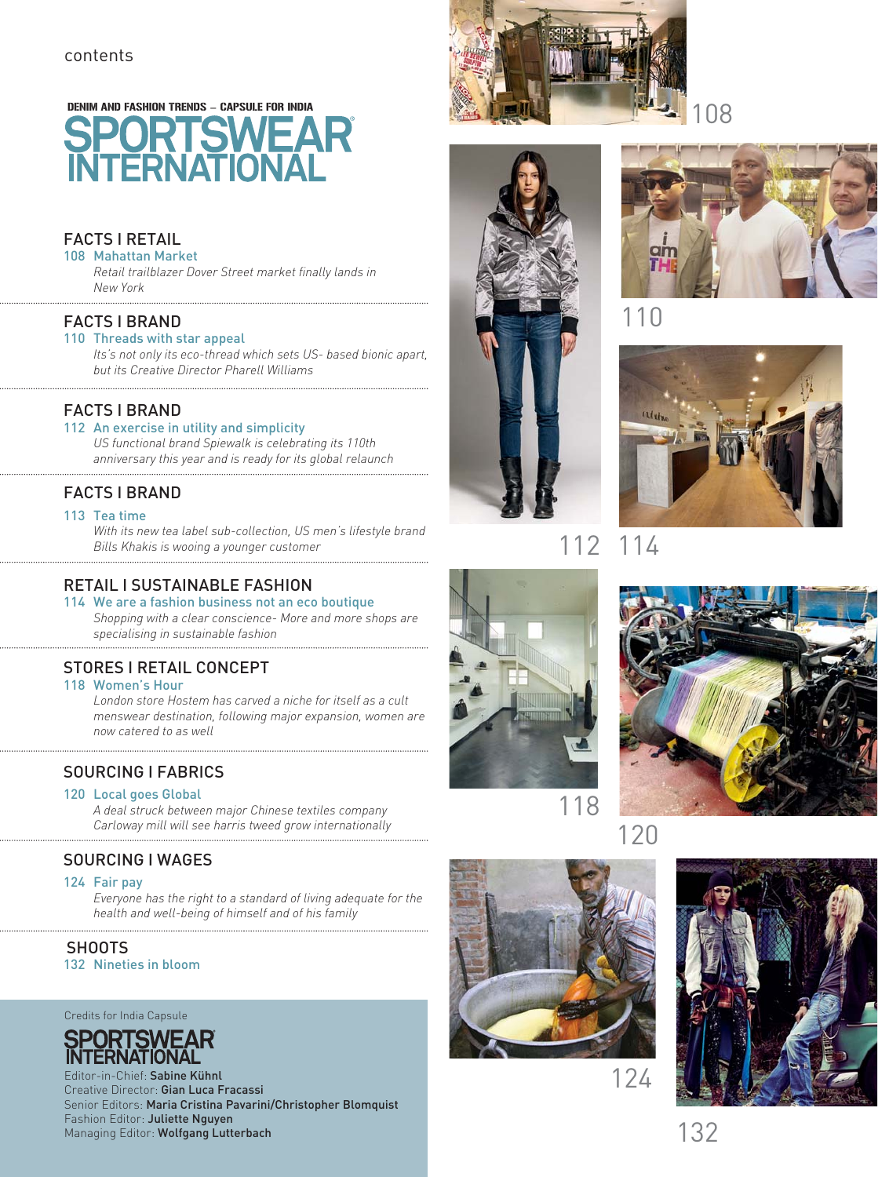contents

DENIM AND FASHION TRENDS – CAPSULE FOR INDIA

# SPORTSWEAR INTERNATIONAL

## FACTS I RETAIL

**108 Mahattan Market**

*Retail trailblazer Dover Street market finally lands in New York*

## FACTS I BRAND

**110 Threads with star appeal**

*Its's not only its eco-thread which sets US- based bionic apart, but its Creative Director Pharell Williams*

## FACTS I BRAND

**112 An exercise in utility and simplicity**

*US functional brand Spiewalk is celebrating its 110th anniversary this year and is ready for its global relaunch*

## FACTS I BRAND

**113 Tea time**

*With its new tea label sub-collection, US men's lifestyle brand Bills Khakis is wooing a younger customer*

## RETAIL I SUSTAINABLE FASHION

**114 We are a fashion business not an eco boutique**

*Shopping with a clear conscience- More and more shops are specialising in sustainable fashion*

## STORES I RETAIL CONCEPT

**118 Women's Hour**

*London store Hostem has carved a niche for itself as a cult menswear destination, following major expansion, women are now catered to as well*

## SOURCING I FABRICS

**120 Local goes Global**

*A deal struck between major Chinese textiles company Carloway mill will see harris tweed grow internationally*

## SOURCING I WAGES

**124 Fair pay**

*Everyone has the right to a standard of living adequate for the health and well-being of himself and of his family*

## SHOOTS

**132 Nineties in bloom**

108

110

112 114

118

120

124

132

Credits for India Capsule

SPORTSWEAR INTERNATIONAL

Editor-in-Chief: **Sabine Kühnl**
Creative Director: **Gian Luca Fracassi**
Senior Editors: **Maria Cristina Pavarini/Christopher Blomquist**
Fashion Editor: **Juliette Nguyen**
Managing Editor: **Wolfgang Lutterbach**